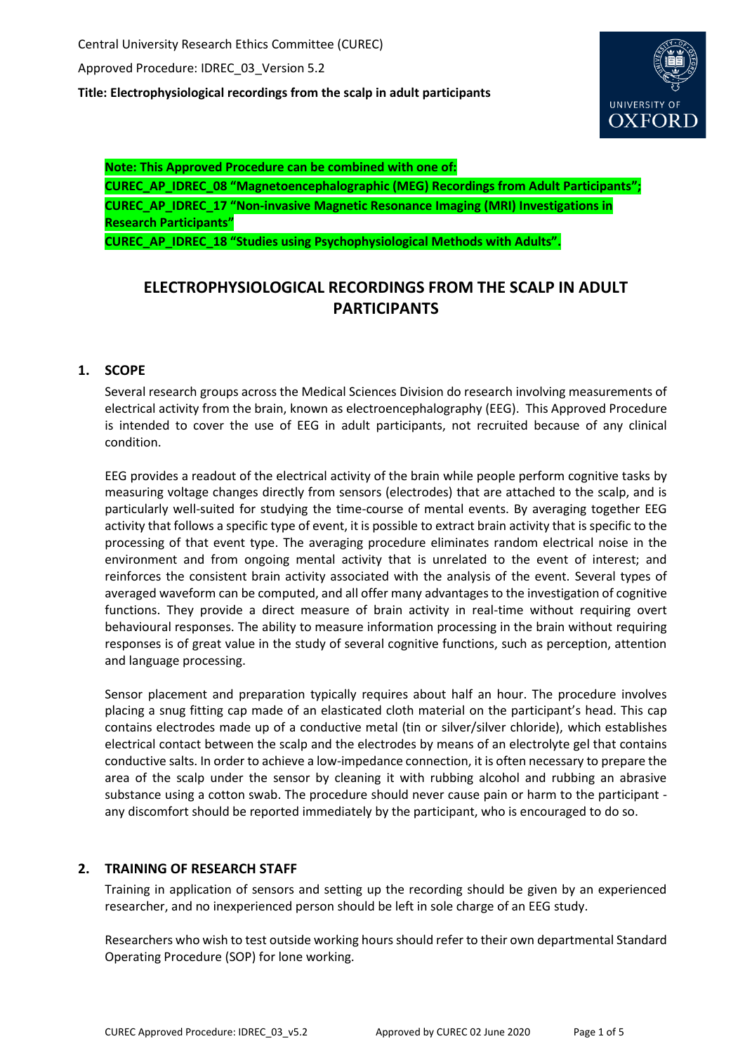Central University Research Ethics Committee (CUREC)

Approved Procedure: IDREC_03_Version 5.2

**Title: Electrophysiological recordings from the scalp in adult participants**

**Note: This Approved Procedure can be combined with one of:**
**CUREC_AP_IDREC_08 "Magnetoencephalographic (MEG) Recordings from Adult Participants";**
**CUREC_AP_IDREC_17 "Non-invasive Magnetic Resonance Imaging (MRI) Investigations in Research Participants"**
**CUREC_AP_IDREC_18 "Studies using Psychophysiological Methods with Adults".**

# ELECTROPHYSIOLOGICAL RECORDINGS FROM THE SCALP IN ADULT PARTICIPANTS

## 1. SCOPE

Several research groups across the Medical Sciences Division do research involving measurements of electrical activity from the brain, known as electroencephalography (EEG). This Approved Procedure is intended to cover the use of EEG in adult participants, not recruited because of any clinical condition.

EEG provides a readout of the electrical activity of the brain while people perform cognitive tasks by measuring voltage changes directly from sensors (electrodes) that are attached to the scalp, and is particularly well-suited for studying the time-course of mental events. By averaging together EEG activity that follows a specific type of event, it is possible to extract brain activity that is specific to the processing of that event type. The averaging procedure eliminates random electrical noise in the environment and from ongoing mental activity that is unrelated to the event of interest; and reinforces the consistent brain activity associated with the analysis of the event. Several types of averaged waveform can be computed, and all offer many advantages to the investigation of cognitive functions. They provide a direct measure of brain activity in real-time without requiring overt behavioural responses. The ability to measure information processing in the brain without requiring responses is of great value in the study of several cognitive functions, such as perception, attention and language processing.

Sensor placement and preparation typically requires about half an hour. The procedure involves placing a snug fitting cap made of an elasticated cloth material on the participant's head. This cap contains electrodes made up of a conductive metal (tin or silver/silver chloride), which establishes electrical contact between the scalp and the electrodes by means of an electrolyte gel that contains conductive salts. In order to achieve a low-impedance connection, it is often necessary to prepare the area of the scalp under the sensor by cleaning it with rubbing alcohol and rubbing an abrasive substance using a cotton swab. The procedure should never cause pain or harm to the participant - any discomfort should be reported immediately by the participant, who is encouraged to do so.

## 2. TRAINING OF RESEARCH STAFF

Training in application of sensors and setting up the recording should be given by an experienced researcher, and no inexperienced person should be left in sole charge of an EEG study.

Researchers who wish to test outside working hours should refer to their own departmental Standard Operating Procedure (SOP) for lone working.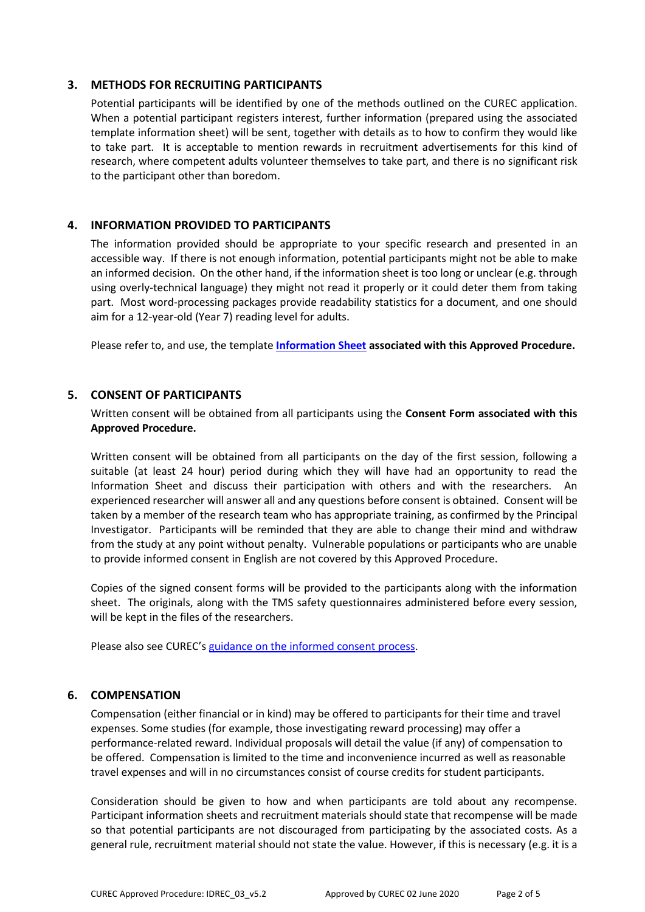## 3. METHODS FOR RECRUITING PARTICIPANTS

Potential participants will be identified by one of the methods outlined on the CUREC application. When a potential participant registers interest, further information (prepared using the associated template information sheet) will be sent, together with details as to how to confirm they would like to take part. It is acceptable to mention rewards in recruitment advertisements for this kind of research, where competent adults volunteer themselves to take part, and there is no significant risk to the participant other than boredom.

## 4. INFORMATION PROVIDED TO PARTICIPANTS

The information provided should be appropriate to your specific research and presented in an accessible way. If there is not enough information, potential participants might not be able to make an informed decision. On the other hand, if the information sheet is too long or unclear (e.g. through using overly-technical language) they might not read it properly or it could deter them from taking part. Most word-processing packages provide readability statistics for a document, and one should aim for a 12-year-old (Year 7) reading level for adults.

Please refer to, and use, the template **Information Sheet associated with this Approved Procedure.**

## 5. CONSENT OF PARTICIPANTS

Written consent will be obtained from all participants using the **Consent Form associated with this Approved Procedure.**

Written consent will be obtained from all participants on the day of the first session, following a suitable (at least 24 hour) period during which they will have had an opportunity to read the Information Sheet and discuss their participation with others and with the researchers. An experienced researcher will answer all and any questions before consent is obtained. Consent will be taken by a member of the research team who has appropriate training, as confirmed by the Principal Investigator. Participants will be reminded that they are able to change their mind and withdraw from the study at any point without penalty. Vulnerable populations or participants who are unable to provide informed consent in English are not covered by this Approved Procedure.

Copies of the signed consent forms will be provided to the participants along with the information sheet. The originals, along with the TMS safety questionnaires administered before every session, will be kept in the files of the researchers.

Please also see CUREC's guidance on the informed consent process.

## 6. COMPENSATION

Compensation (either financial or in kind) may be offered to participants for their time and travel expenses. Some studies (for example, those investigating reward processing) may offer a performance-related reward. Individual proposals will detail the value (if any) of compensation to be offered. Compensation is limited to the time and inconvenience incurred as well as reasonable travel expenses and will in no circumstances consist of course credits for student participants.

Consideration should be given to how and when participants are told about any recompense. Participant information sheets and recruitment materials should state that recompense will be made so that potential participants are not discouraged from participating by the associated costs. As a general rule, recruitment material should not state the value. However, if this is necessary (e.g. it is a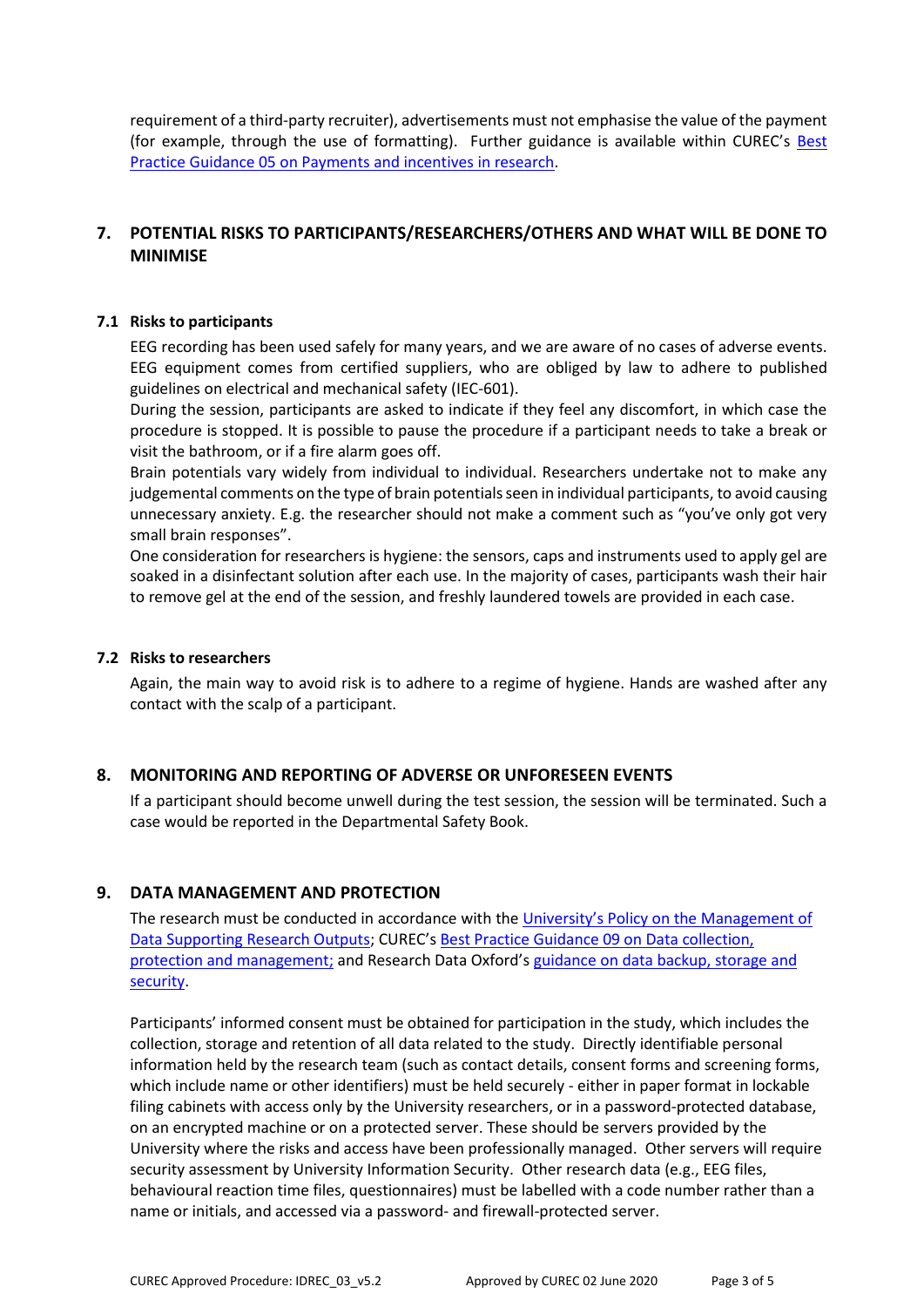requirement of a third-party recruiter), advertisements must not emphasise the value of the payment (for example, through the use of formatting). Further guidance is available within CUREC's [Best Practice Guidance 05 on Payments and incentives in research].

## 7. POTENTIAL RISKS TO PARTICIPANTS/RESEARCHERS/OTHERS AND WHAT WILL BE DONE TO MINIMISE

### 7.1 Risks to participants

EEG recording has been used safely for many years, and we are aware of no cases of adverse events. EEG equipment comes from certified suppliers, who are obliged by law to adhere to published guidelines on electrical and mechanical safety (IEC-601).

During the session, participants are asked to indicate if they feel any discomfort, in which case the procedure is stopped. It is possible to pause the procedure if a participant needs to take a break or visit the bathroom, or if a fire alarm goes off.

Brain potentials vary widely from individual to individual. Researchers undertake not to make any judgemental comments on the type of brain potentials seen in individual participants, to avoid causing unnecessary anxiety. E.g. the researcher should not make a comment such as "you've only got very small brain responses".

One consideration for researchers is hygiene: the sensors, caps and instruments used to apply gel are soaked in a disinfectant solution after each use. In the majority of cases, participants wash their hair to remove gel at the end of the session, and freshly laundered towels are provided in each case.

### 7.2 Risks to researchers

Again, the main way to avoid risk is to adhere to a regime of hygiene. Hands are washed after any contact with the scalp of a participant.

## 8. MONITORING AND REPORTING OF ADVERSE OR UNFORESEEN EVENTS

If a participant should become unwell during the test session, the session will be terminated. Such a case would be reported in the Departmental Safety Book.

## 9. DATA MANAGEMENT AND PROTECTION

The research must be conducted in accordance with the [University's Policy on the Management of Data Supporting Research Outputs]; CUREC's [Best Practice Guidance 09 on Data collection, protection and management;] and Research Data Oxford's [guidance on data backup, storage and security].

Participants' informed consent must be obtained for participation in the study, which includes the collection, storage and retention of all data related to the study. Directly identifiable personal information held by the research team (such as contact details, consent forms and screening forms, which include name or other identifiers) must be held securely - either in paper format in lockable filing cabinets with access only by the University researchers, or in a password-protected database, on an encrypted machine or on a protected server. These should be servers provided by the University where the risks and access have been professionally managed. Other servers will require security assessment by University Information Security. Other research data (e.g., EEG files, behavioural reaction time files, questionnaires) must be labelled with a code number rather than a name or initials, and accessed via a password- and firewall-protected server.

CUREC Approved Procedure: IDREC_03_v5.2 Approved by CUREC 02 June 2020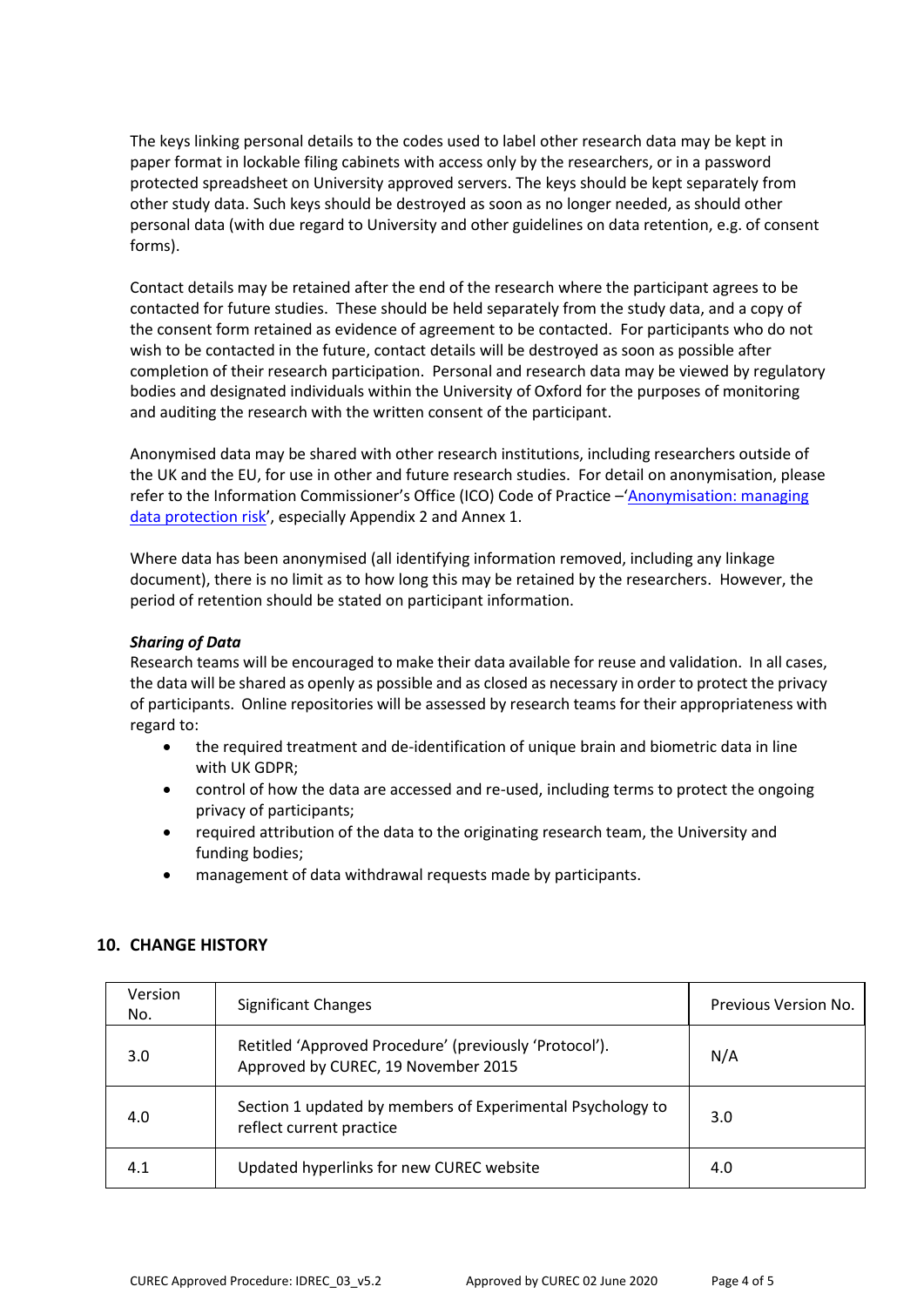The keys linking personal details to the codes used to label other research data may be kept in paper format in lockable filing cabinets with access only by the researchers, or in a password protected spreadsheet on University approved servers. The keys should be kept separately from other study data. Such keys should be destroyed as soon as no longer needed, as should other personal data (with due regard to University and other guidelines on data retention, e.g. of consent forms).

Contact details may be retained after the end of the research where the participant agrees to be contacted for future studies. These should be held separately from the study data, and a copy of the consent form retained as evidence of agreement to be contacted. For participants who do not wish to be contacted in the future, contact details will be destroyed as soon as possible after completion of their research participation. Personal and research data may be viewed by regulatory bodies and designated individuals within the University of Oxford for the purposes of monitoring and auditing the research with the written consent of the participant.

Anonymised data may be shared with other research institutions, including researchers outside of the UK and the EU, for use in other and future research studies. For detail on anonymisation, please refer to the Information Commissioner's Office (ICO) Code of Practice –'Anonymisation: managing data protection risk', especially Appendix 2 and Annex 1.

Where data has been anonymised (all identifying information removed, including any linkage document), there is no limit as to how long this may be retained by the researchers. However, the period of retention should be stated on participant information.

***Sharing of Data***

Research teams will be encouraged to make their data available for reuse and validation. In all cases, the data will be shared as openly as possible and as closed as necessary in order to protect the privacy of participants. Online repositories will be assessed by research teams for their appropriateness with regard to:

- the required treatment and de-identification of unique brain and biometric data in line with UK GDPR;
- control of how the data are accessed and re-used, including terms to protect the ongoing privacy of participants;
- required attribution of the data to the originating research team, the University and funding bodies;
- management of data withdrawal requests made by participants.

## 10. CHANGE HISTORY

| Version No. | Significant Changes | Previous Version No. |
|---|---|---|
| 3.0 | Retitled 'Approved Procedure' (previously 'Protocol'). Approved by CUREC, 19 November 2015 | N/A |
| 4.0 | Section 1 updated by members of Experimental Psychology to reflect current practice | 3.0 |
| 4.1 | Updated hyperlinks for new CUREC website | 4.0 |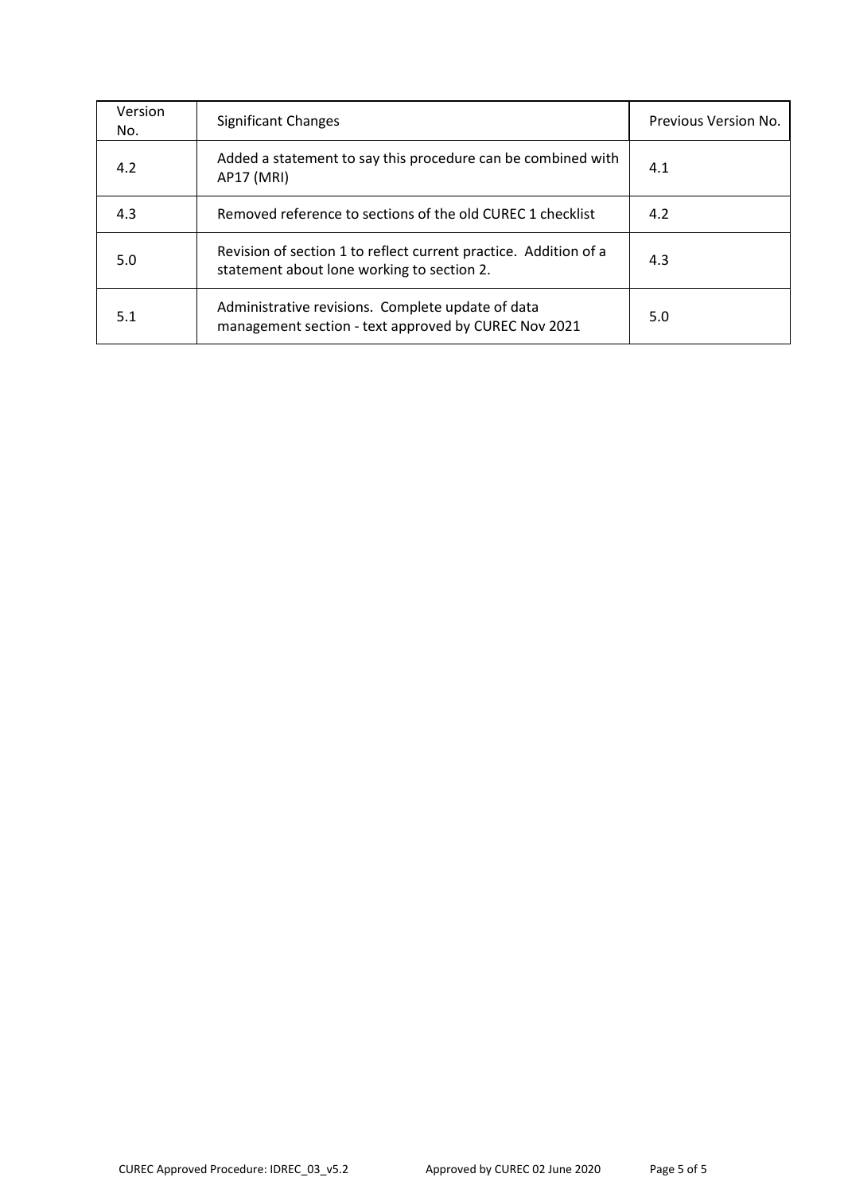| Version No. | Significant Changes | Previous Version No. |
|---|---|---|
| 4.2 | Added a statement to say this procedure can be combined with AP17 (MRI) | 4.1 |
| 4.3 | Removed reference to sections of the old CUREC 1 checklist | 4.2 |
| 5.0 | Revision of section 1 to reflect current practice. Addition of a statement about lone working to section 2. | 4.3 |
| 5.1 | Administrative revisions. Complete update of data management section - text approved by CUREC Nov 2021 | 5.0 |